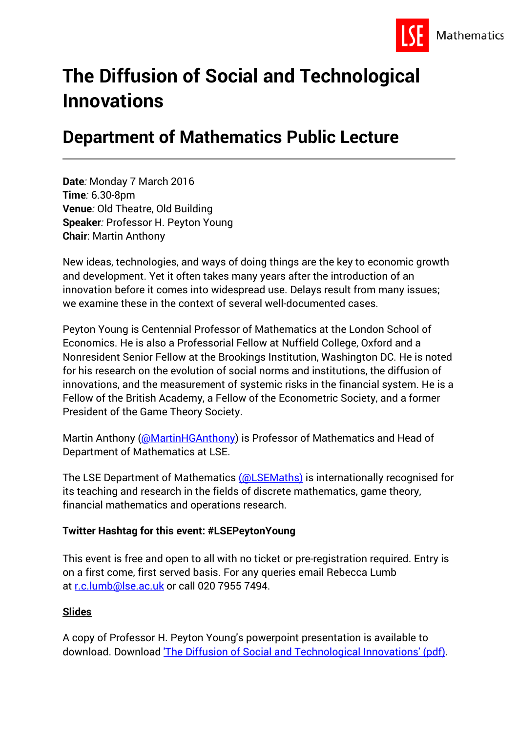# The Diffusion of Social and Technological Innovations

## Department of Mathematics Public Lecture

---

**Date***:* Monday 7 March 2016
**Time***:* 6.30-8pm
**Venue***:* Old Theatre, Old Building
**Speaker***:* Professor H. Peyton Young
**Chair**: Martin Anthony

New ideas, technologies, and ways of doing things are the key to economic growth and development. Yet it often takes many years after the introduction of an innovation before it comes into widespread use. Delays result from many issues; we examine these in the context of several well-documented cases.

Peyton Young is Centennial Professor of Mathematics at the London School of Economics. He is also a Professorial Fellow at Nuffield College, Oxford and a Nonresident Senior Fellow at the Brookings Institution, Washington DC. He is noted for his research on the evolution of social norms and institutions, the diffusion of innovations, and the measurement of systemic risks in the financial system. He is a Fellow of the British Academy, a Fellow of the Econometric Society, and a former President of the Game Theory Society.

Martin Anthony (@MartinHGAnthony) is Professor of Mathematics and Head of Department of Mathematics at LSE.

The LSE Department of Mathematics (@LSEMaths) is internationally recognised for its teaching and research in the fields of discrete mathematics, game theory, financial mathematics and operations research.

**Twitter Hashtag for this event: #LSEPeytonYoung**

This event is free and open to all with no ticket or pre-registration required. Entry is on a first come, first served basis. For any queries email Rebecca Lumb at r.c.lumb@lse.ac.uk or call 020 7955 7494.

**Slides**

A copy of Professor H. Peyton Young's powerpoint presentation is available to download. Download 'The Diffusion of Social and Technological Innovations' (pdf).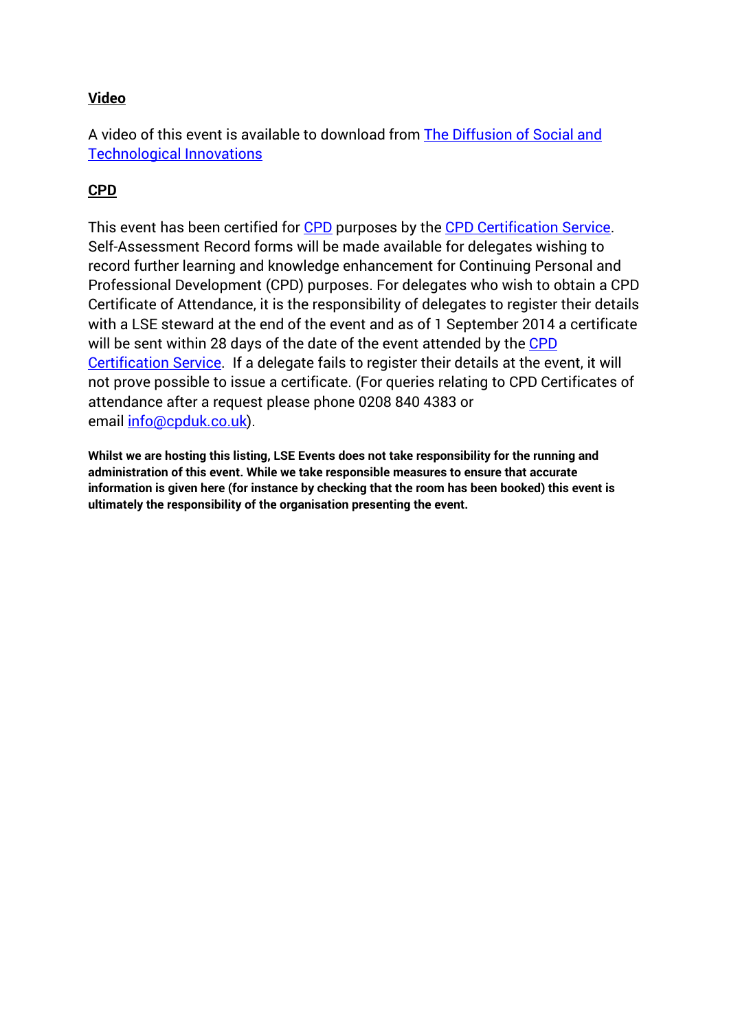**Video**

A video of this event is available to download from The Diffusion of Social and Technological Innovations

**CPD**

This event has been certified for CPD purposes by the CPD Certification Service. Self-Assessment Record forms will be made available for delegates wishing to record further learning and knowledge enhancement for Continuing Personal and Professional Development (CPD) purposes. For delegates who wish to obtain a CPD Certificate of Attendance, it is the responsibility of delegates to register their details with a LSE steward at the end of the event and as of 1 September 2014 a certificate will be sent within 28 days of the date of the event attended by the CPD Certification Service. If a delegate fails to register their details at the event, it will not prove possible to issue a certificate. (For queries relating to CPD Certificates of attendance after a request please phone 0208 840 4383 or email info@cpduk.co.uk).

**Whilst we are hosting this listing, LSE Events does not take responsibility for the running and administration of this event. While we take responsible measures to ensure that accurate information is given here (for instance by checking that the room has been booked) this event is ultimately the responsibility of the organisation presenting the event.**